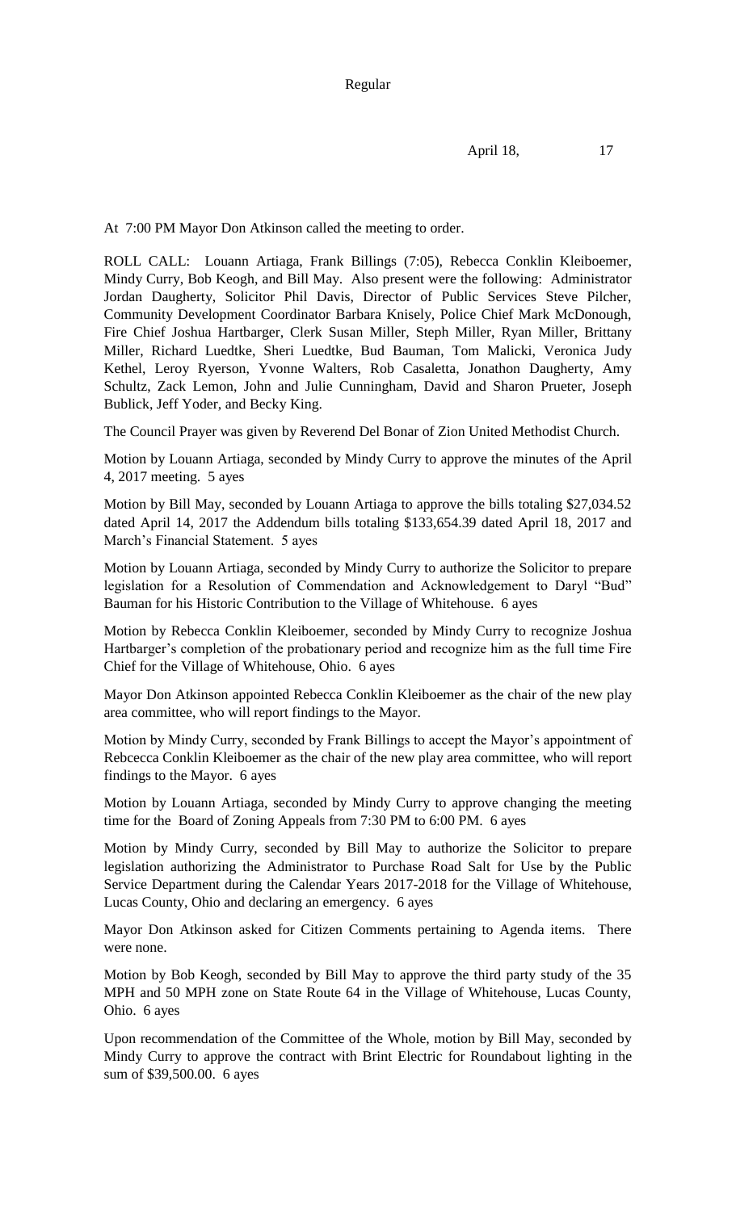Regular

April 18, 17

At 7:00 PM Mayor Don Atkinson called the meeting to order.

ROLL CALL: Louann Artiaga, Frank Billings (7:05), Rebecca Conklin Kleiboemer, Mindy Curry, Bob Keogh, and Bill May. Also present were the following: Administrator Jordan Daugherty, Solicitor Phil Davis, Director of Public Services Steve Pilcher, Community Development Coordinator Barbara Knisely, Police Chief Mark McDonough, Fire Chief Joshua Hartbarger, Clerk Susan Miller, Steph Miller, Ryan Miller, Brittany Miller, Richard Luedtke, Sheri Luedtke, Bud Bauman, Tom Malicki, Veronica Judy Kethel, Leroy Ryerson, Yvonne Walters, Rob Casaletta, Jonathon Daugherty, Amy Schultz, Zack Lemon, John and Julie Cunningham, David and Sharon Prueter, Joseph Bublick, Jeff Yoder, and Becky King.

The Council Prayer was given by Reverend Del Bonar of Zion United Methodist Church.

Motion by Louann Artiaga, seconded by Mindy Curry to approve the minutes of the April 4, 2017 meeting. 5 ayes

Motion by Bill May, seconded by Louann Artiaga to approve the bills totaling $27,034.52 dated April 14, 2017 the Addendum bills totaling $133,654.39 dated April 18, 2017 and March's Financial Statement. 5 ayes

Motion by Louann Artiaga, seconded by Mindy Curry to authorize the Solicitor to prepare legislation for a Resolution of Commendation and Acknowledgement to Daryl "Bud" Bauman for his Historic Contribution to the Village of Whitehouse. 6 ayes

Motion by Rebecca Conklin Kleiboemer, seconded by Mindy Curry to recognize Joshua Hartbarger's completion of the probationary period and recognize him as the full time Fire Chief for the Village of Whitehouse, Ohio. 6 ayes

Mayor Don Atkinson appointed Rebecca Conklin Kleiboemer as the chair of the new play area committee, who will report findings to the Mayor.

Motion by Mindy Curry, seconded by Frank Billings to accept the Mayor's appointment of Rebcecca Conklin Kleiboemer as the chair of the new play area committee, who will report findings to the Mayor. 6 ayes

Motion by Louann Artiaga, seconded by Mindy Curry to approve changing the meeting time for the Board of Zoning Appeals from 7:30 PM to 6:00 PM. 6 ayes

Motion by Mindy Curry, seconded by Bill May to authorize the Solicitor to prepare legislation authorizing the Administrator to Purchase Road Salt for Use by the Public Service Department during the Calendar Years 2017-2018 for the Village of Whitehouse, Lucas County, Ohio and declaring an emergency. 6 ayes

Mayor Don Atkinson asked for Citizen Comments pertaining to Agenda items. There were none.

Motion by Bob Keogh, seconded by Bill May to approve the third party study of the 35 MPH and 50 MPH zone on State Route 64 in the Village of Whitehouse, Lucas County, Ohio. 6 ayes

Upon recommendation of the Committee of the Whole, motion by Bill May, seconded by Mindy Curry to approve the contract with Brint Electric for Roundabout lighting in the sum of $39,500.00. 6 ayes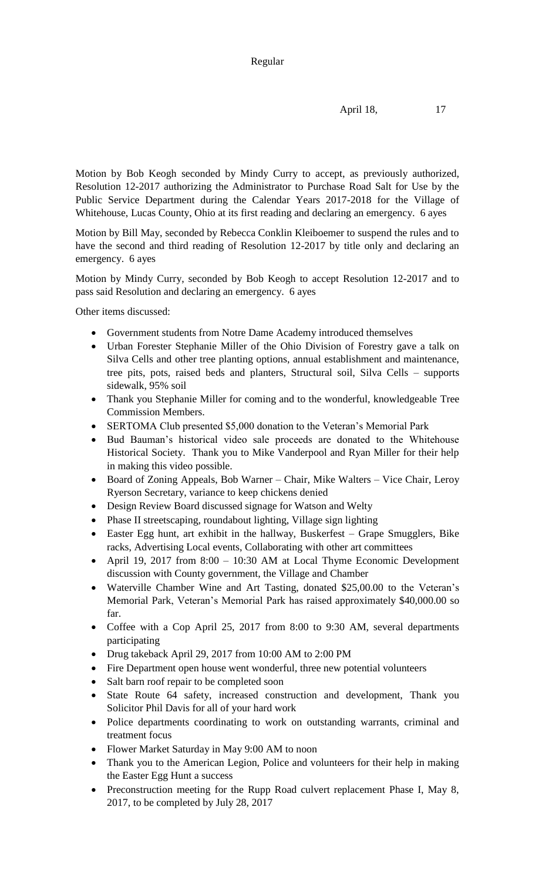Motion by Bob Keogh seconded by Mindy Curry to accept, as previously authorized, Resolution 12-2017 authorizing the Administrator to Purchase Road Salt for Use by the Public Service Department during the Calendar Years 2017-2018 for the Village of Whitehouse, Lucas County, Ohio at its first reading and declaring an emergency. 6 ayes

Motion by Bill May, seconded by Rebecca Conklin Kleiboemer to suspend the rules and to have the second and third reading of Resolution 12-2017 by title only and declaring an emergency. 6 ayes

Motion by Mindy Curry, seconded by Bob Keogh to accept Resolution 12-2017 and to pass said Resolution and declaring an emergency. 6 ayes

Other items discussed:

- Government students from Notre Dame Academy introduced themselves
- Urban Forester Stephanie Miller of the Ohio Division of Forestry gave a talk on Silva Cells and other tree planting options, annual establishment and maintenance, tree pits, pots, raised beds and planters, Structural soil, Silva Cells – supports sidewalk, 95% soil
- Thank you Stephanie Miller for coming and to the wonderful, knowledgeable Tree Commission Members.
- SERTOMA Club presented $5,000 donation to the Veteran's Memorial Park
- Bud Bauman's historical video sale proceeds are donated to the Whitehouse Historical Society. Thank you to Mike Vanderpool and Ryan Miller for their help in making this video possible.
- Board of Zoning Appeals, Bob Warner – Chair, Mike Walters – Vice Chair, Leroy Ryerson Secretary, variance to keep chickens denied
- Design Review Board discussed signage for Watson and Welty
- Phase II streetscaping, roundabout lighting, Village sign lighting
- Easter Egg hunt, art exhibit in the hallway, Buskerfest – Grape Smugglers, Bike racks, Advertising Local events, Collaborating with other art committees
- April 19, 2017 from 8:00 – 10:30 AM at Local Thyme Economic Development discussion with County government, the Village and Chamber
- Waterville Chamber Wine and Art Tasting, donated $25,00.00 to the Veteran's Memorial Park, Veteran's Memorial Park has raised approximately $40,000.00 so far.
- Coffee with a Cop April 25, 2017 from 8:00 to 9:30 AM, several departments participating
- Drug takeback April 29, 2017 from 10:00 AM to 2:00 PM
- Fire Department open house went wonderful, three new potential volunteers
- Salt barn roof repair to be completed soon
- State Route 64 safety, increased construction and development, Thank you Solicitor Phil Davis for all of your hard work
- Police departments coordinating to work on outstanding warrants, criminal and treatment focus
- Flower Market Saturday in May 9:00 AM to noon
- Thank you to the American Legion, Police and volunteers for their help in making the Easter Egg Hunt a success
- Preconstruction meeting for the Rupp Road culvert replacement Phase I, May 8, 2017, to be completed by July 28, 2017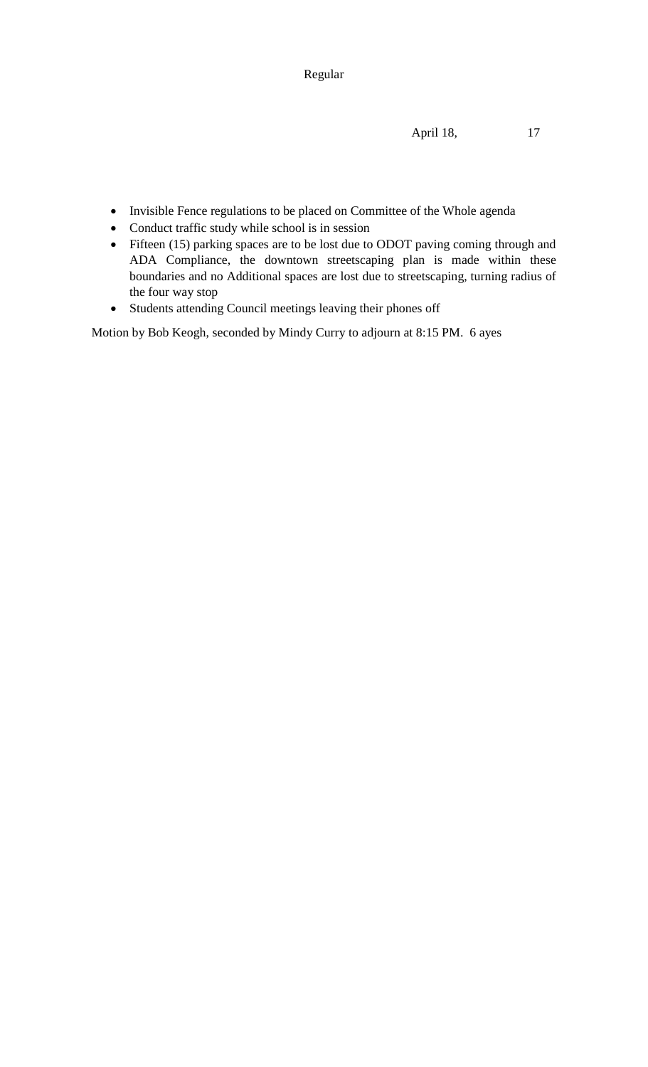- Invisible Fence regulations to be placed on Committee of the Whole agenda
- Conduct traffic study while school is in session
- Fifteen (15) parking spaces are to be lost due to ODOT paving coming through and ADA Compliance, the downtown streetscaping plan is made within these boundaries and no Additional spaces are lost due to streetscaping, turning radius of the four way stop
- Students attending Council meetings leaving their phones off

Motion by Bob Keogh, seconded by Mindy Curry to adjourn at 8:15 PM. 6 ayes